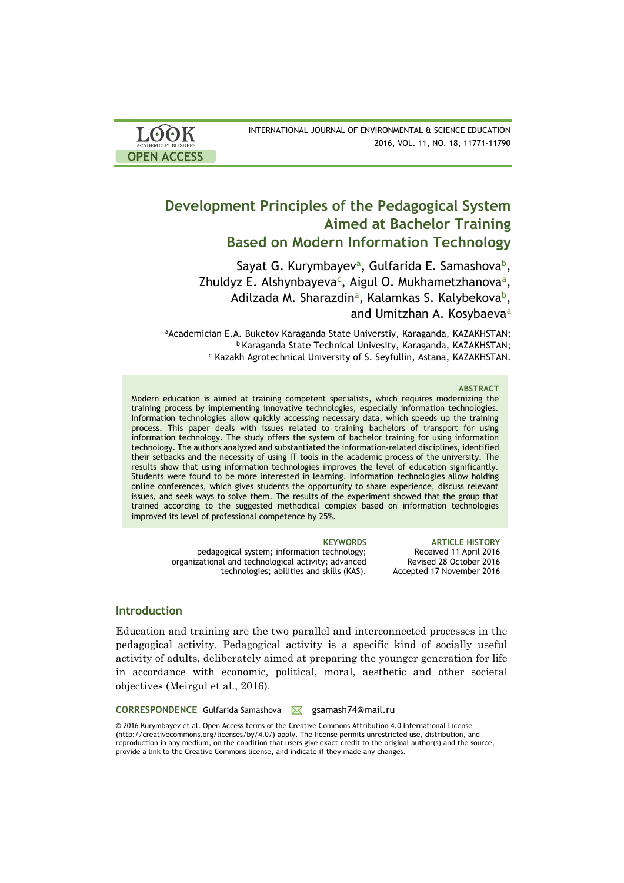LOOK ACADEMIC PUBLISHERS

OPEN ACCESS

INTERNATIONAL JOURNAL OF ENVIRONMENTAL & SCIENCE EDUCATION
2016, VOL. 11, NO. 18, 11771-11790

# Development Principles of the Pedagogical System Aimed at Bachelor Training Based on Modern Information Technology

Sayat G. Kurymbayev[a], Gulfarida E. Samashova[b], Zhuldyz E. Alshynbayeva[c], Aigul O. Mukhametzhanova[a], Adilzada M. Sharazdin[a], Kalamkas S. Kalybekova[b], and Umitzhan A. Kosybaeva[a]

[a]Academician E.A. Buketov Karaganda State Universtiy, Karaganda, KAZAKHSTAN;
[b]Karaganda State Technical Univesity, Karaganda, KAZAKHSTAN;
[c]Kazakh Agrotechnical University of S. Seyfullin, Astana, KAZAKHSTAN.

**ABSTRACT**

Modern education is aimed at training competent specialists, which requires modernizing the training process by implementing innovative technologies, especially information technologies. Information technologies allow quickly accessing necessary data, which speeds up the training process. This paper deals with issues related to training bachelors of transport for using information technology. The study offers the system of bachelor training for using information technology. The authors analyzed and substantiated the information-related disciplines, identified their setbacks and the necessity of using IT tools in the academic process of the university. The results show that using information technologies improves the level of education significantly. Students were found to be more interested in learning. Information technologies allow holding online conferences, which gives students the opportunity to share experience, discuss relevant issues, and seek ways to solve them. The results of the experiment showed that the group that trained according to the suggested methodical complex based on information technologies improved its level of professional competence by 25%.

**KEYWORDS**
pedagogical system; information technology; organizational and technological activity; advanced technologies; abilities and skills (KAS).

**ARTICLE HISTORY**
Received 11 April 2016
Revised 28 October 2016
Accepted 17 November 2016

## Introduction

Education and training are the two parallel and interconnected processes in the pedagogical activity. Pedagogical activity is a specific kind of socially useful activity of adults, deliberately aimed at preparing the younger generation for life in accordance with economic, political, moral, aesthetic and other societal objectives (Meirgul et al., 2016).

**CORRESPONDENCE** Gulfarida Samashova gsamash74@mail.ru

© 2016 Kurymbayev et al. Open Access terms of the Creative Commons Attribution 4.0 International License (http://creativecommons.org/licenses/by/4.0/) apply. The license permits unrestricted use, distribution, and reproduction in any medium, on the condition that users give exact credit to the original author(s) and the source, provide a link to the Creative Commons license, and indicate if they made any changes.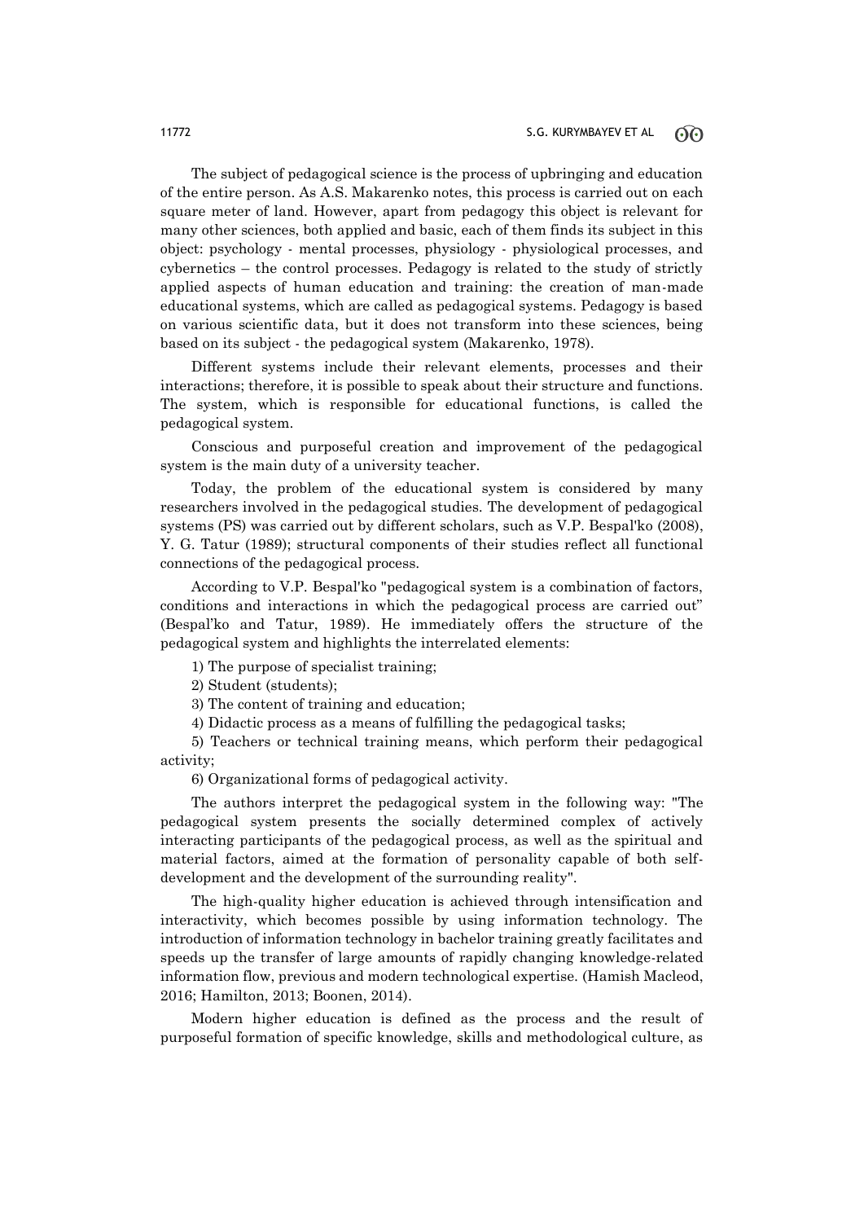The subject of pedagogical science is the process of upbringing and education of the entire person. As A.S. Makarenko notes, this process is carried out on each square meter of land. However, apart from pedagogy this object is relevant for many other sciences, both applied and basic, each of them finds its subject in this object: psychology - mental processes, physiology - physiological processes, and cybernetics – the control processes. Pedagogy is related to the study of strictly applied aspects of human education and training: the creation of man-made educational systems, which are called as pedagogical systems. Pedagogy is based on various scientific data, but it does not transform into these sciences, being based on its subject - the pedagogical system (Makarenko, 1978).

Different systems include their relevant elements, processes and their interactions; therefore, it is possible to speak about their structure and functions. The system, which is responsible for educational functions, is called the pedagogical system.

Conscious and purposeful creation and improvement of the pedagogical system is the main duty of a university teacher.

Today, the problem of the educational system is considered by many researchers involved in the pedagogical studies. The development of pedagogical systems (PS) was carried out by different scholars, such as V.P. Bespal'ko (2008), Y. G. Tatur (1989); structural components of their studies reflect all functional connections of the pedagogical process.

According to V.P. Bespal'ko "pedagogical system is a combination of factors, conditions and interactions in which the pedagogical process are carried out" (Bespal'ko and Tatur, 1989). He immediately offers the structure of the pedagogical system and highlights the interrelated elements:

1) The purpose of specialist training;

2) Student (students);

3) The content of training and education;

4) Didactic process as a means of fulfilling the pedagogical tasks;

5) Teachers or technical training means, which perform their pedagogical activity;

6) Organizational forms of pedagogical activity.

The authors interpret the pedagogical system in the following way: "The pedagogical system presents the socially determined complex of actively interacting participants of the pedagogical process, as well as the spiritual and material factors, aimed at the formation of personality capable of both self-development and the development of the surrounding reality".

The high-quality higher education is achieved through intensification and interactivity, which becomes possible by using information technology. The introduction of information technology in bachelor training greatly facilitates and speeds up the transfer of large amounts of rapidly changing knowledge-related information flow, previous and modern technological expertise. (Hamish Macleod, 2016; Hamilton, 2013; Boonen, 2014).

Modern higher education is defined as the process and the result of purposeful formation of specific knowledge, skills and methodological culture, as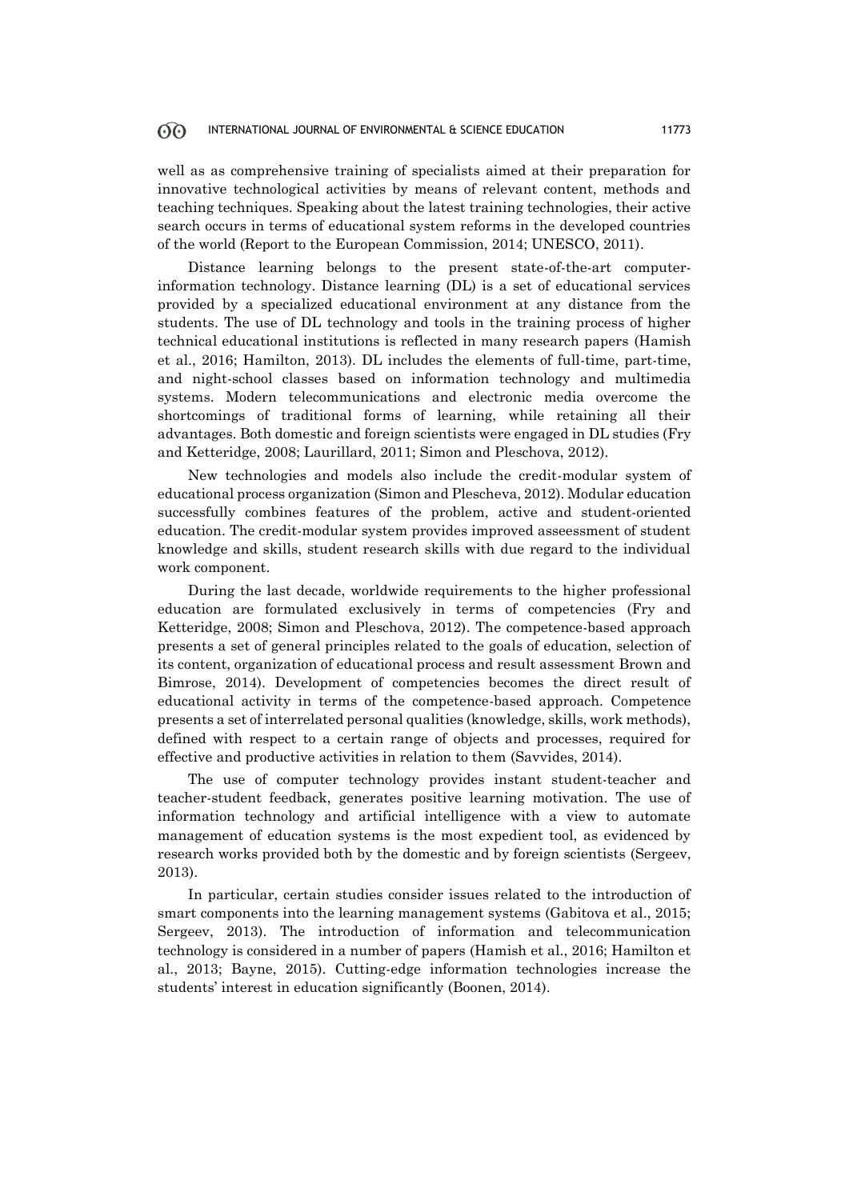well as as comprehensive training of specialists aimed at their preparation for innovative technological activities by means of relevant content, methods and teaching techniques. Speaking about the latest training technologies, their active search occurs in terms of educational system reforms in the developed countries of the world (Report to the European Commission, 2014; UNESCO, 2011).

Distance learning belongs to the present state-of-the-art computer-information technology. Distance learning (DL) is a set of educational services provided by a specialized educational environment at any distance from the students. The use of DL technology and tools in the training process of higher technical educational institutions is reflected in many research papers (Hamish et al., 2016; Hamilton, 2013). DL includes the elements of full-time, part-time, and night-school classes based on information technology and multimedia systems. Modern telecommunications and electronic media overcome the shortcomings of traditional forms of learning, while retaining all their advantages. Both domestic and foreign scientists were engaged in DL studies (Fry and Ketteridge, 2008; Laurillard, 2011; Simon and Pleschova, 2012).

New technologies and models also include the credit-modular system of educational process organization (Simon and Plescheva, 2012). Modular education successfully combines features of the problem, active and student-oriented education. The credit-modular system provides improved asseessment of student knowledge and skills, student research skills with due regard to the individual work component.

During the last decade, worldwide requirements to the higher professional education are formulated exclusively in terms of competencies (Fry and Ketteridge, 2008; Simon and Pleschova, 2012). The competence-based approach presents a set of general principles related to the goals of education, selection of its content, organization of educational process and result assessment Brown and Bimrose, 2014). Development of competencies becomes the direct result of educational activity in terms of the competence-based approach. Competence presents a set of interrelated personal qualities (knowledge, skills, work methods), defined with respect to a certain range of objects and processes, required for effective and productive activities in relation to them (Savvides, 2014).

The use of computer technology provides instant student-teacher and teacher-student feedback, generates positive learning motivation. The use of information technology and artificial intelligence with a view to automate management of education systems is the most expedient tool, as evidenced by research works provided both by the domestic and by foreign scientists (Sergeev, 2013).

In particular, certain studies consider issues related to the introduction of smart components into the learning management systems (Gabitova et al., 2015; Sergeev, 2013). The introduction of information and telecommunication technology is considered in a number of papers (Hamish et al., 2016; Hamilton et al., 2013; Bayne, 2015). Cutting-edge information technologies increase the students' interest in education significantly (Boonen, 2014).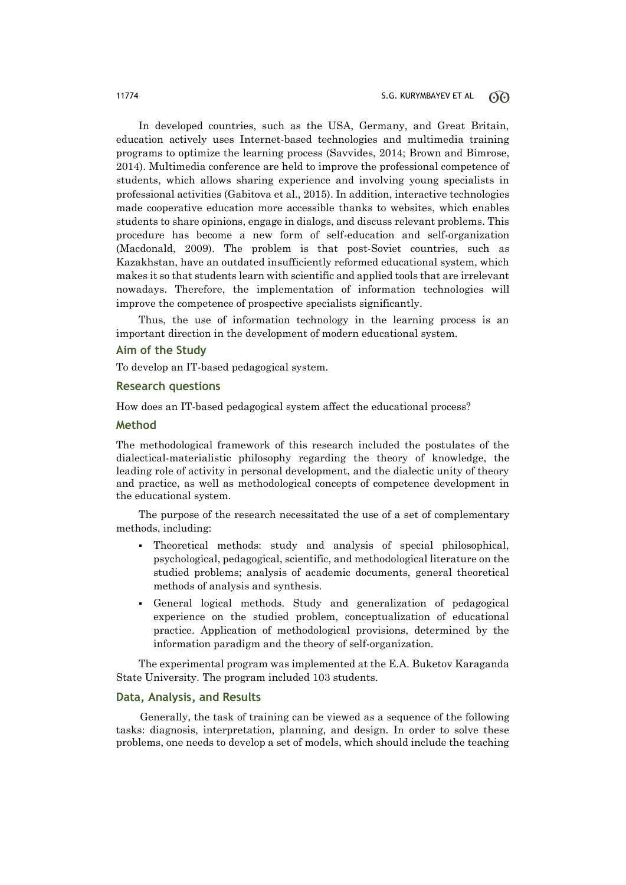In developed countries, such as the USA, Germany, and Great Britain, education actively uses Internet-based technologies and multimedia training programs to optimize the learning process (Savvides, 2014; Brown and Bimrose, 2014). Multimedia conference are held to improve the professional competence of students, which allows sharing experience and involving young specialists in professional activities (Gabitova et al., 2015). In addition, interactive technologies made cooperative education more accessible thanks to websites, which enables students to share opinions, engage in dialogs, and discuss relevant problems. This procedure has become a new form of self-education and self-organization (Macdonald, 2009). The problem is that post-Soviet countries, such as Kazakhstan, have an outdated insufficiently reformed educational system, which makes it so that students learn with scientific and applied tools that are irrelevant nowadays. Therefore, the implementation of information technologies will improve the competence of prospective specialists significantly.

Thus, the use of information technology in the learning process is an important direction in the development of modern educational system.

## Aim of the Study

To develop an IT-based pedagogical system.

## Research questions

How does an IT-based pedagogical system affect the educational process?

## Method

The methodological framework of this research included the postulates of the dialectical-materialistic philosophy regarding the theory of knowledge, the leading role of activity in personal development, and the dialectic unity of theory and practice, as well as methodological concepts of competence development in the educational system.

The purpose of the research necessitated the use of a set of complementary methods, including:

- Theoretical methods: study and analysis of special philosophical, psychological, pedagogical, scientific, and methodological literature on the studied problems; analysis of academic documents, general theoretical methods of analysis and synthesis.
- General logical methods. Study and generalization of pedagogical experience on the studied problem, conceptualization of educational practice. Application of methodological provisions, determined by the information paradigm and the theory of self-organization.

The experimental program was implemented at the E.A. Buketov Karaganda State University. The program included 103 students.

## Data, Analysis, and Results

Generally, the task of training can be viewed as a sequence of the following tasks: diagnosis, interpretation, planning, and design. In order to solve these problems, one needs to develop a set of models, which should include the teaching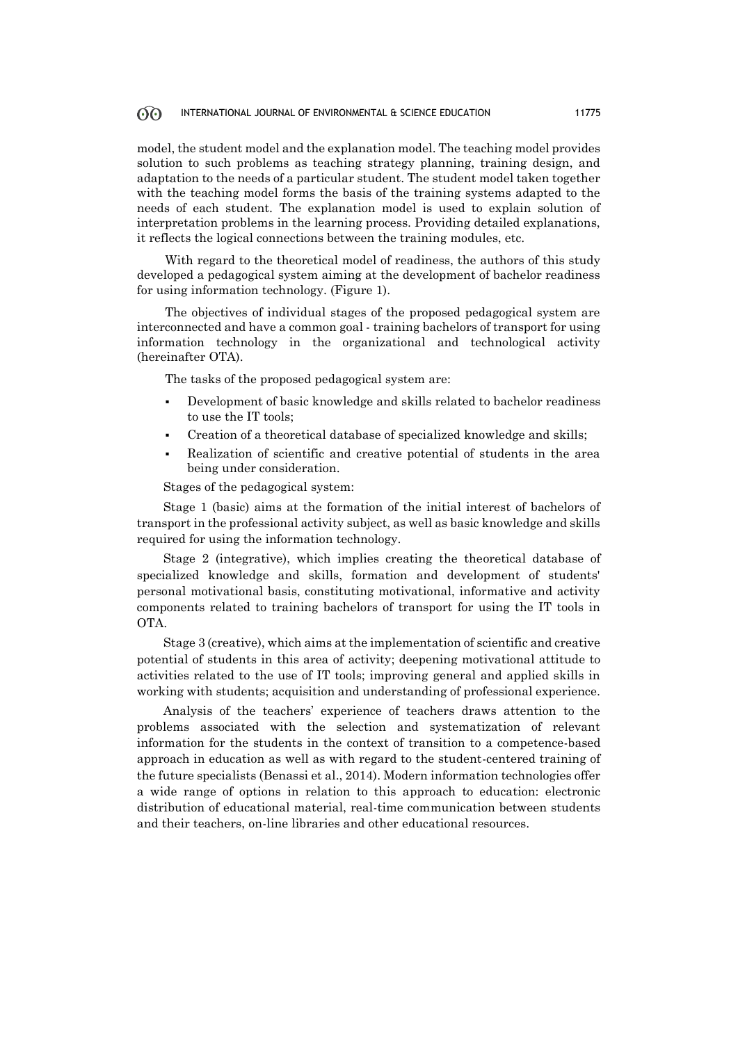model, the student model and the explanation model. The teaching model provides solution to such problems as teaching strategy planning, training design, and adaptation to the needs of a particular student. The student model taken together with the teaching model forms the basis of the training systems adapted to the needs of each student. The explanation model is used to explain solution of interpretation problems in the learning process. Providing detailed explanations, it reflects the logical connections between the training modules, etc.

With regard to the theoretical model of readiness, the authors of this study developed a pedagogical system aiming at the development of bachelor readiness for using information technology. (Figure 1).

The objectives of individual stages of the proposed pedagogical system are interconnected and have a common goal - training bachelors of transport for using information technology in the organizational and technological activity (hereinafter OTA).

The tasks of the proposed pedagogical system are:

- Development of basic knowledge and skills related to bachelor readiness to use the IT tools;
- Creation of a theoretical database of specialized knowledge and skills;
- Realization of scientific and creative potential of students in the area being under consideration.

Stages of the pedagogical system:

Stage 1 (basic) aims at the formation of the initial interest of bachelors of transport in the professional activity subject, as well as basic knowledge and skills required for using the information technology.

Stage 2 (integrative), which implies creating the theoretical database of specialized knowledge and skills, formation and development of students' personal motivational basis, constituting motivational, informative and activity components related to training bachelors of transport for using the IT tools in OTA.

Stage 3 (creative), which aims at the implementation of scientific and creative potential of students in this area of activity; deepening motivational attitude to activities related to the use of IT tools; improving general and applied skills in working with students; acquisition and understanding of professional experience.

Analysis of the teachers' experience of teachers draws attention to the problems associated with the selection and systematization of relevant information for the students in the context of transition to a competence-based approach in education as well as with regard to the student-centered training of the future specialists (Benassi et al., 2014). Modern information technologies offer a wide range of options in relation to this approach to education: electronic distribution of educational material, real-time communication between students and their teachers, on-line libraries and other educational resources.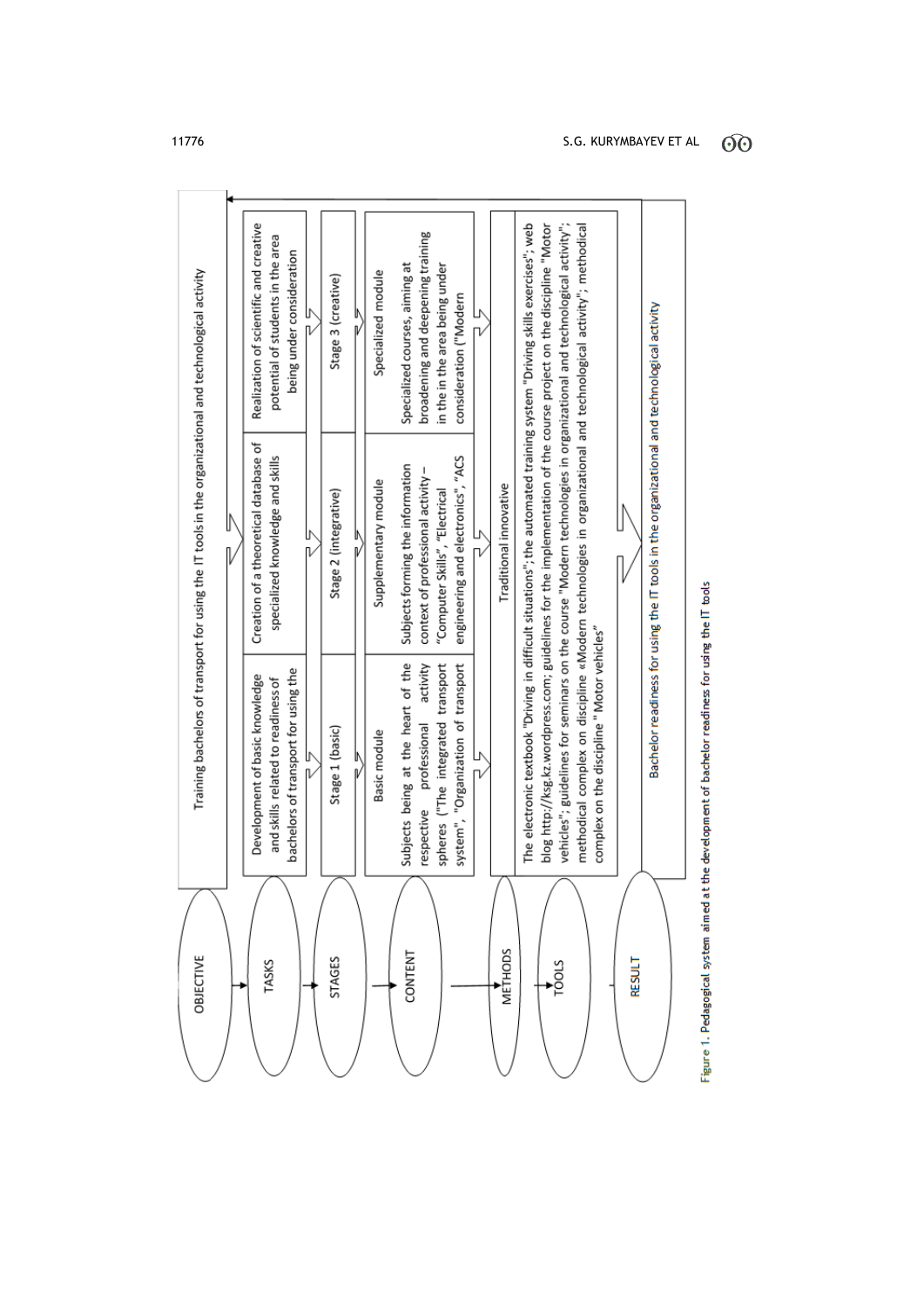OBJECTIVE

Training bachelors of transport for using the IT tools in the organizational and technological activity

TASKS

Development of basic knowledge and skills related to readiness of bachelors of transport for using the

Creation of a theoretical database of specialized knowledge and skills

Realization of scientific and creative potential of students in the area being under consideration

STAGES

Stage 1 (basic)

Stage 2 (integrative)

Stage 3 (creative)

CONTENT

Basic module

Subjects being at the heart of the respective professional activity spheres ("The integrated transport system", "Organization of transport

Supplementary module

Subjects forming the information context of professional activity – "Computer Skills", "Electrical engineering and electronics", "ACS

Specialized module

Specialized courses, aiming at broadening and deepening training in the in the area being under consideration ("Modern

METHODS

Traditional innovative

TOOLS

The electronic textbook "Driving in difficult situations"; the automated training system "Driving skills exercises"; web blog http://ksg.kz.wordpress.com; guidelines for the implementation of the course project on the discipline "Motor vehicles"; guidelines for seminars on the course "Modern technologies in organizational and technological activity"; methodical complex on discipline «Modern technologies in organizational and technological activity"; methodical complex on the discipline " Motor vehicles"

RESULT

Bachelor readiness for using the IT tools in the organizational and technological activity

Figure 1. Pedagogical system aimed at the development of bachelor readiness for using the IT tools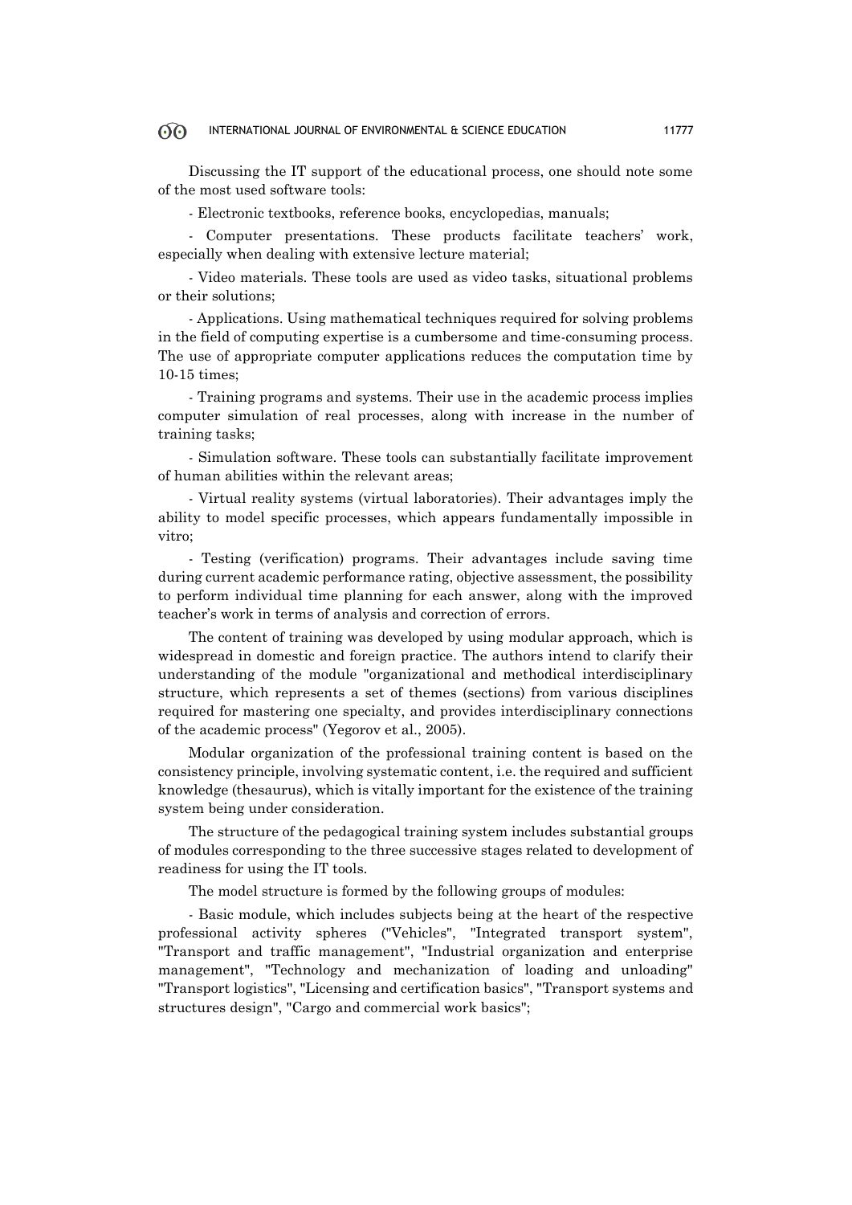Discussing the IT support of the educational process, one should note some of the most used software tools:

- Electronic textbooks, reference books, encyclopedias, manuals;

- Computer presentations. These products facilitate teachers' work, especially when dealing with extensive lecture material;

- Video materials. These tools are used as video tasks, situational problems or their solutions;

- Applications. Using mathematical techniques required for solving problems in the field of computing expertise is a cumbersome and time-consuming process. The use of appropriate computer applications reduces the computation time by 10-15 times;

- Training programs and systems. Their use in the academic process implies computer simulation of real processes, along with increase in the number of training tasks;

- Simulation software. These tools can substantially facilitate improvement of human abilities within the relevant areas;

- Virtual reality systems (virtual laboratories). Their advantages imply the ability to model specific processes, which appears fundamentally impossible in vitro;

- Testing (verification) programs. Their advantages include saving time during current academic performance rating, objective assessment, the possibility to perform individual time planning for each answer, along with the improved teacher's work in terms of analysis and correction of errors.

The content of training was developed by using modular approach, which is widespread in domestic and foreign practice. The authors intend to clarify their understanding of the module "organizational and methodical interdisciplinary structure, which represents a set of themes (sections) from various disciplines required for mastering one specialty, and provides interdisciplinary connections of the academic process" (Yegorov et al., 2005).

Modular organization of the professional training content is based on the consistency principle, involving systematic content, i.e. the required and sufficient knowledge (thesaurus), which is vitally important for the existence of the training system being under consideration.

The structure of the pedagogical training system includes substantial groups of modules corresponding to the three successive stages related to development of readiness for using the IT tools.

The model structure is formed by the following groups of modules:

- Basic module, which includes subjects being at the heart of the respective professional activity spheres ("Vehicles", "Integrated transport system", "Transport and traffic management", "Industrial organization and enterprise management", "Technology and mechanization of loading and unloading" "Transport logistics", "Licensing and certification basics", "Transport systems and structures design", "Cargo and commercial work basics";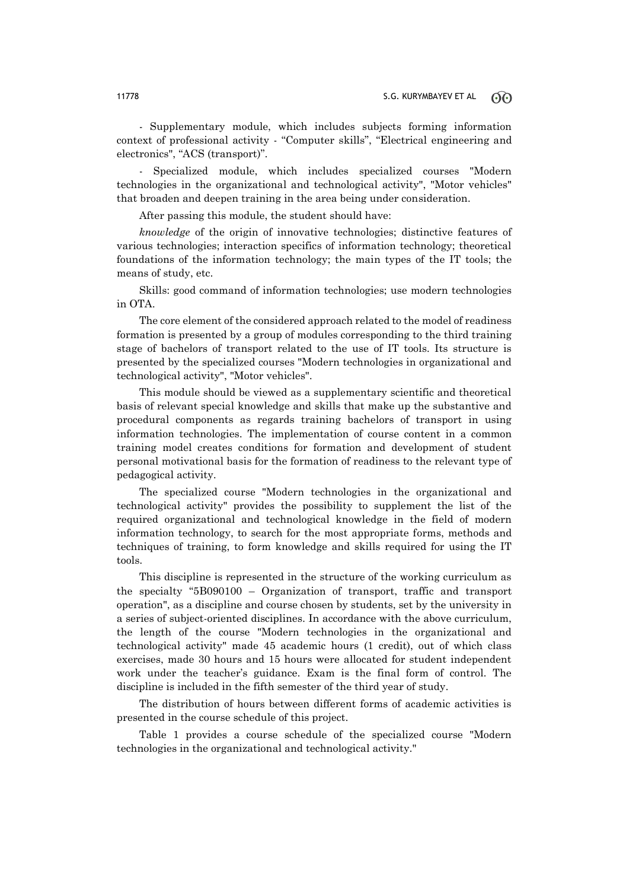- Supplementary module, which includes subjects forming information context of professional activity - “Computer skills”, “Electrical engineering and electronics", “ACS (transport)”.

- Specialized module, which includes specialized courses "Modern technologies in the organizational and technological activity", "Motor vehicles" that broaden and deepen training in the area being under consideration.

After passing this module, the student should have:

*knowledge* of the origin of innovative technologies; distinctive features of various technologies; interaction specifics of information technology; theoretical foundations of the information technology; the main types of the IT tools; the means of study, etc.

Skills: good command of information technologies; use modern technologies in OTA.

The core element of the considered approach related to the model of readiness formation is presented by a group of modules corresponding to the third training stage of bachelors of transport related to the use of IT tools. Its structure is presented by the specialized courses "Modern technologies in organizational and technological activity", "Motor vehicles".

This module should be viewed as a supplementary scientific and theoretical basis of relevant special knowledge and skills that make up the substantive and procedural components as regards training bachelors of transport in using information technologies. The implementation of course content in a common training model creates conditions for formation and development of student personal motivational basis for the formation of readiness to the relevant type of pedagogical activity.

The specialized course "Modern technologies in the organizational and technological activity" provides the possibility to supplement the list of the required organizational and technological knowledge in the field of modern information technology, to search for the most appropriate forms, methods and techniques of training, to form knowledge and skills required for using the IT tools.

This discipline is represented in the structure of the working curriculum as the specialty “5B090100 – Organization of transport, traffic and transport operation", as a discipline and course chosen by students, set by the university in a series of subject-oriented disciplines. In accordance with the above curriculum, the length of the course "Modern technologies in the organizational and technological activity" made 45 academic hours (1 credit), out of which class exercises, made 30 hours and 15 hours were allocated for student independent work under the teacher’s guidance. Exam is the final form of control. The discipline is included in the fifth semester of the third year of study.

The distribution of hours between different forms of academic activities is presented in the course schedule of this project.

Table 1 provides a course schedule of the specialized course "Modern technologies in the organizational and technological activity."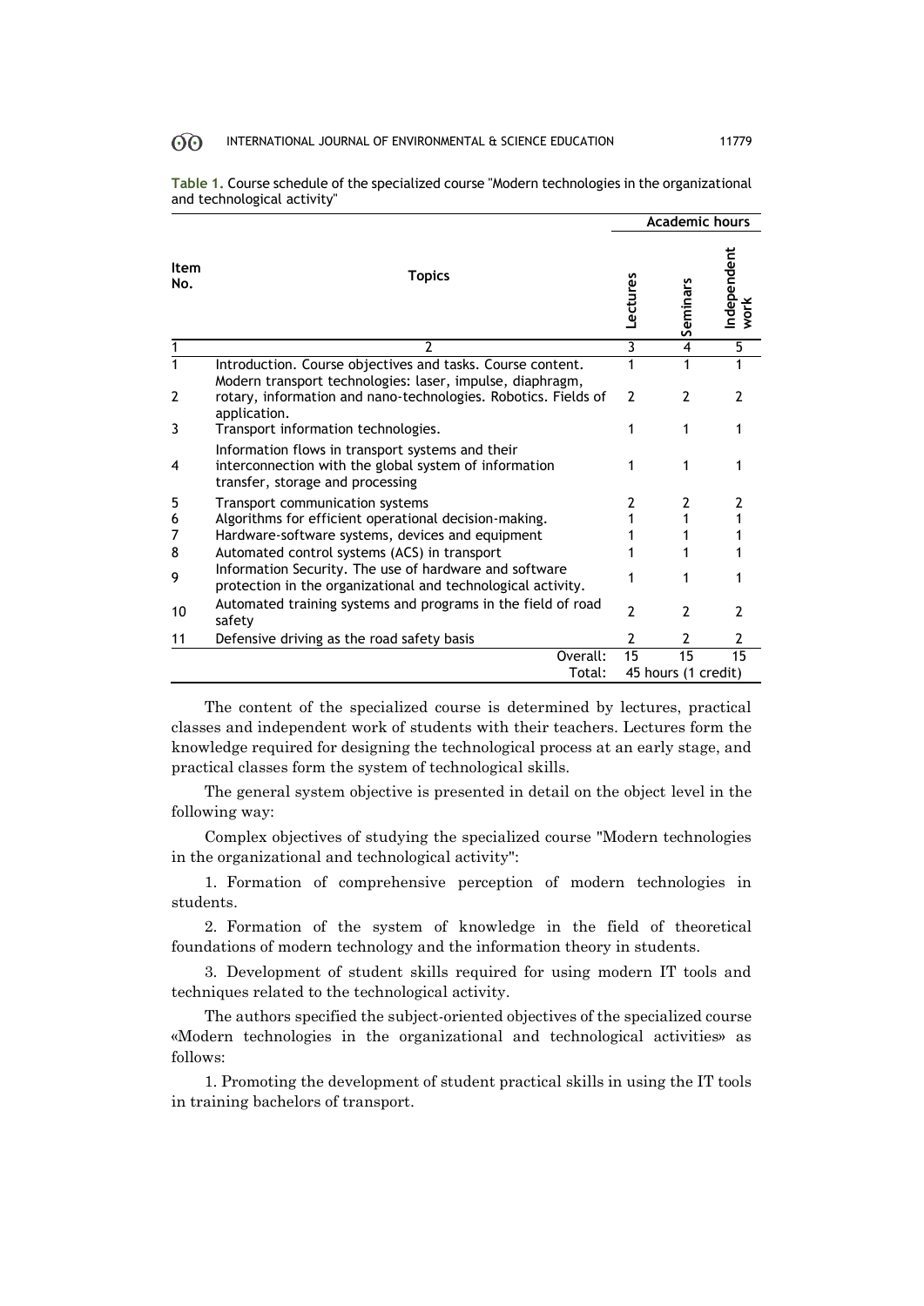**Table 1.** Course schedule of the specialized course "Modern technologies in the organizational and technological activity"

| Item No. | Topics | Academic hours | | |
|---|---|---|---|---|
| | | Lectures | Seminars | Independent work |
| 1 | 2 | 3 | 4 | 5 |
| 1 | Introduction. Course objectives and tasks. Course content. | 1 | 1 | 1 |
| 2 | Modern transport technologies: laser, impulse, diaphragm, rotary, information and nano-technologies. Robotics. Fields of application. | 2 | 2 | 2 |
| 3 | Transport information technologies. | 1 | 1 | 1 |
| 4 | Information flows in transport systems and their interconnection with the global system of information transfer, storage and processing | 1 | 1 | 1 |
| 5 | Transport communication systems | 2 | 2 | 2 |
| 6 | Algorithms for efficient operational decision-making. | 1 | 1 | 1 |
| 7 | Hardware-software systems, devices and equipment | 1 | 1 | 1 |
| 8 | Automated control systems (ACS) in transport | 1 | 1 | 1 |
| 9 | Information Security. The use of hardware and software protection in the organizational and technological activity. | 1 | 1 | 1 |
| 10 | Automated training systems and programs in the field of road safety | 2 | 2 | 2 |
| 11 | Defensive driving as the road safety basis | 2 | 2 | 2 |
| | Overall: | 15 | 15 | 15 |
| | Total: | 45 hours (1 credit) | | |

The content of the specialized course is determined by lectures, practical classes and independent work of students with their teachers. Lectures form the knowledge required for designing the technological process at an early stage, and practical classes form the system of technological skills.

The general system objective is presented in detail on the object level in the following way:

Complex objectives of studying the specialized course "Modern technologies in the organizational and technological activity":

1. Formation of comprehensive perception of modern technologies in students.

2. Formation of the system of knowledge in the field of theoretical foundations of modern technology and the information theory in students.

3. Development of student skills required for using modern IT tools and techniques related to the technological activity.

The authors specified the subject-oriented objectives of the specialized course «Modern technologies in the organizational and technological activities» as follows:

1. Promoting the development of student practical skills in using the IT tools in training bachelors of transport.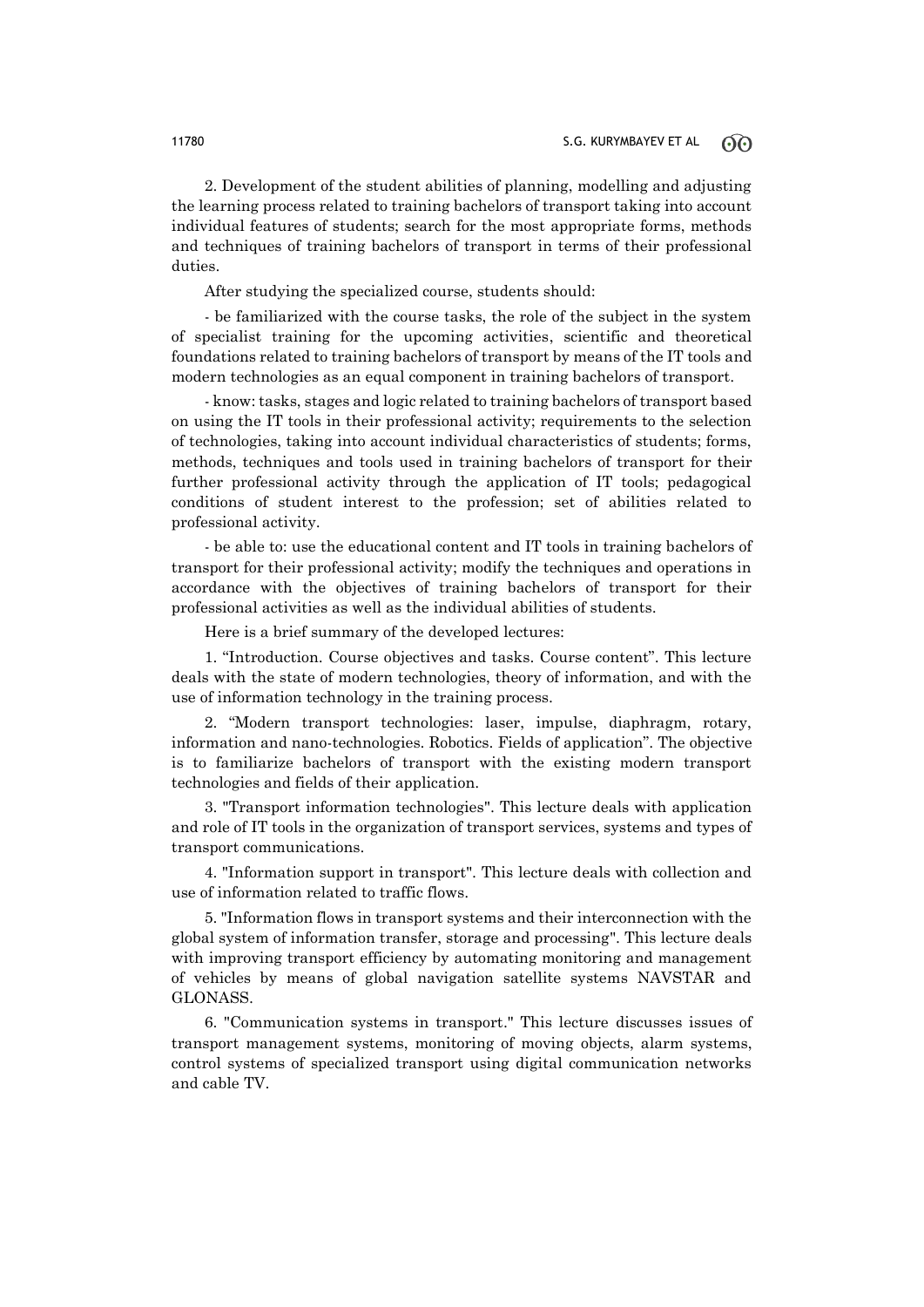2. Development of the student abilities of planning, modelling and adjusting the learning process related to training bachelors of transport taking into account individual features of students; search for the most appropriate forms, methods and techniques of training bachelors of transport in terms of their professional duties.

After studying the specialized course, students should:

- be familiarized with the course tasks, the role of the subject in the system of specialist training for the upcoming activities, scientific and theoretical foundations related to training bachelors of transport by means of the IT tools and modern technologies as an equal component in training bachelors of transport.

- know: tasks, stages and logic related to training bachelors of transport based on using the IT tools in their professional activity; requirements to the selection of technologies, taking into account individual characteristics of students; forms, methods, techniques and tools used in training bachelors of transport for their further professional activity through the application of IT tools; pedagogical conditions of student interest to the profession; set of abilities related to professional activity.

- be able to: use the educational content and IT tools in training bachelors of transport for their professional activity; modify the techniques and operations in accordance with the objectives of training bachelors of transport for their professional activities as well as the individual abilities of students.

Here is a brief summary of the developed lectures:

1. "Introduction. Course objectives and tasks. Course content". This lecture deals with the state of modern technologies, theory of information, and with the use of information technology in the training process.

2. "Modern transport technologies: laser, impulse, diaphragm, rotary, information and nano-technologies. Robotics. Fields of application". The objective is to familiarize bachelors of transport with the existing modern transport technologies and fields of their application.

3. "Transport information technologies". This lecture deals with application and role of IT tools in the organization of transport services, systems and types of transport communications.

4. "Information support in transport". This lecture deals with collection and use of information related to traffic flows.

5. "Information flows in transport systems and their interconnection with the global system of information transfer, storage and processing". This lecture deals with improving transport efficiency by automating monitoring and management of vehicles by means of global navigation satellite systems NAVSTAR and GLONASS.

6. "Communication systems in transport." This lecture discusses issues of transport management systems, monitoring of moving objects, alarm systems, control systems of specialized transport using digital communication networks and cable TV.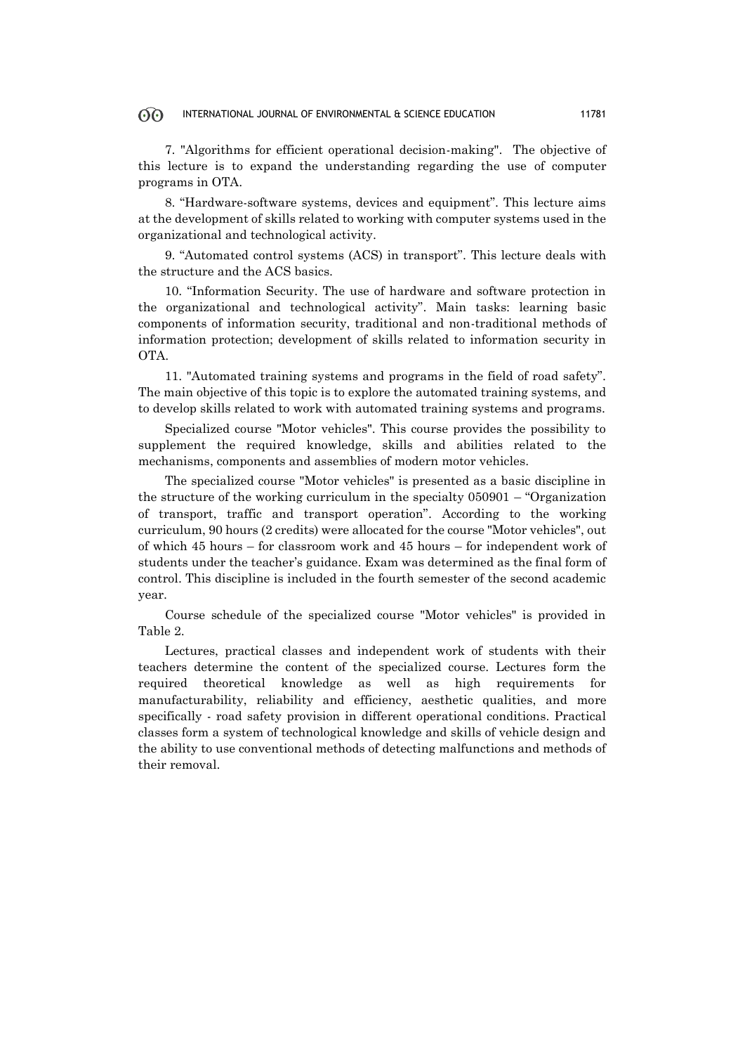7. "Algorithms for efficient operational decision-making". The objective of this lecture is to expand the understanding regarding the use of computer programs in OTA.

8. "Hardware-software systems, devices and equipment". This lecture aims at the development of skills related to working with computer systems used in the organizational and technological activity.

9. "Automated control systems (ACS) in transport". This lecture deals with the structure and the ACS basics.

10. "Information Security. The use of hardware and software protection in the organizational and technological activity". Main tasks: learning basic components of information security, traditional and non-traditional methods of information protection; development of skills related to information security in OTA.

11. "Automated training systems and programs in the field of road safety". The main objective of this topic is to explore the automated training systems, and to develop skills related to work with automated training systems and programs.

Specialized course "Motor vehicles". This course provides the possibility to supplement the required knowledge, skills and abilities related to the mechanisms, components and assemblies of modern motor vehicles.

The specialized course "Motor vehicles" is presented as a basic discipline in the structure of the working curriculum in the specialty 050901 – "Organization of transport, traffic and transport operation". According to the working curriculum, 90 hours (2 credits) were allocated for the course "Motor vehicles", out of which 45 hours – for classroom work and 45 hours – for independent work of students under the teacher's guidance. Exam was determined as the final form of control. This discipline is included in the fourth semester of the second academic year.

Course schedule of the specialized course "Motor vehicles" is provided in Table 2.

Lectures, practical classes and independent work of students with their teachers determine the content of the specialized course. Lectures form the required theoretical knowledge as well as high requirements for manufacturability, reliability and efficiency, aesthetic qualities, and more specifically - road safety provision in different operational conditions. Practical classes form a system of technological knowledge and skills of vehicle design and the ability to use conventional methods of detecting malfunctions and methods of their removal.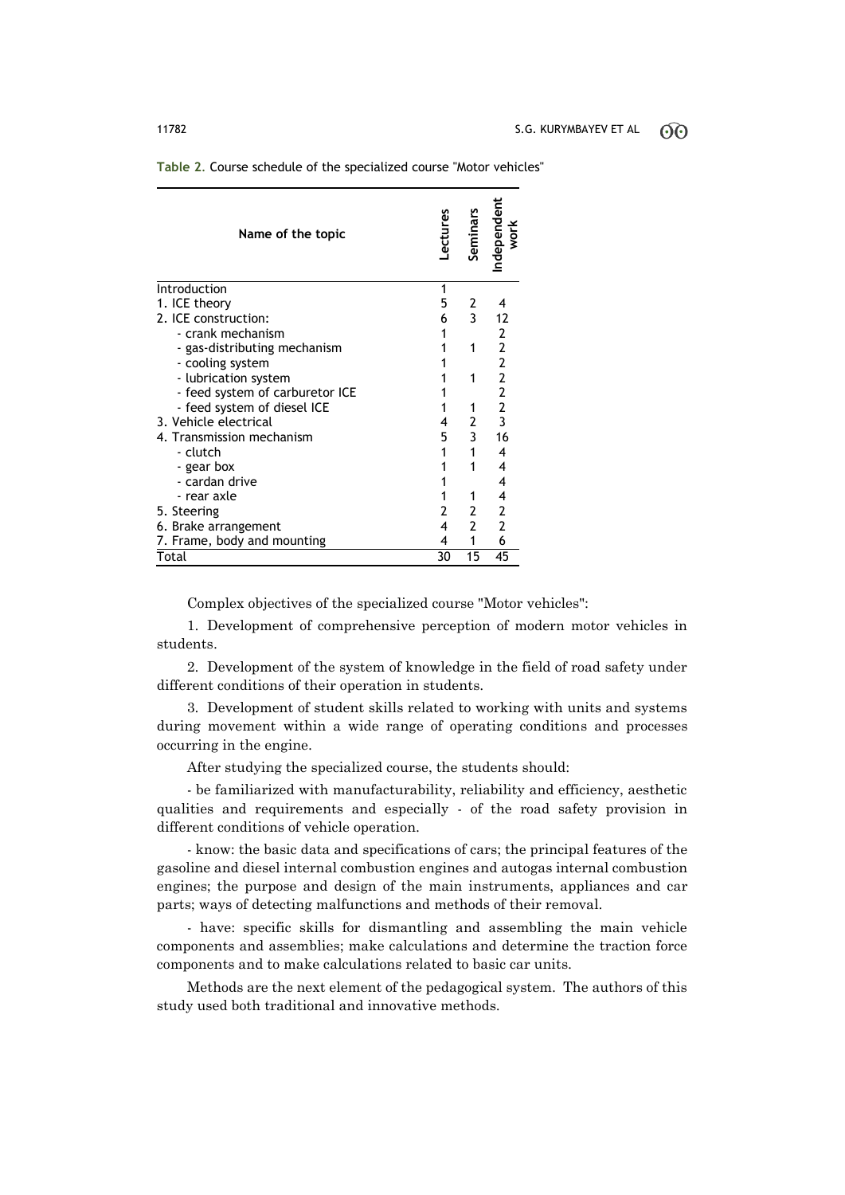Table 2. Course schedule of the specialized course "Motor vehicles"

| Name of the topic | Lectures | Seminars | Independent work |
|---|---|---|---|
| Introduction | 1 | | |
| 1. ICE theory | 5 | 2 | 4 |
| 2. ICE construction: | 6 | 3 | 12 |
| - crank mechanism | 1 | | 2 |
| - gas-distributing mechanism | 1 | 1 | 2 |
| - cooling system | 1 | | 2 |
| - lubrication system | 1 | 1 | 2 |
| - feed system of carburetor ICE | 1 | | 2 |
| - feed system of diesel ICE | 1 | 1 | 2 |
| 3. Vehicle electrical | 4 | 2 | 3 |
| 4. Transmission mechanism | 5 | 3 | 16 |
| - clutch | 1 | 1 | 4 |
| - gear box | 1 | 1 | 4 |
| - cardan drive | 1 | | 4 |
| - rear axle | 1 | 1 | 4 |
| 5. Steering | 2 | 2 | 2 |
| 6. Brake arrangement | 4 | 2 | 2 |
| 7. Frame, body and mounting | 4 | 1 | 6 |
| Total | 30 | 15 | 45 |

Complex objectives of the specialized course "Motor vehicles":

1. Development of comprehensive perception of modern motor vehicles in students.

2. Development of the system of knowledge in the field of road safety under different conditions of their operation in students.

3. Development of student skills related to working with units and systems during movement within a wide range of operating conditions and processes occurring in the engine.

After studying the specialized course, the students should:

- be familiarized with manufacturability, reliability and efficiency, aesthetic qualities and requirements and especially - of the road safety provision in different conditions of vehicle operation.

- know: the basic data and specifications of cars; the principal features of the gasoline and diesel internal combustion engines and autogas internal combustion engines; the purpose and design of the main instruments, appliances and car parts; ways of detecting malfunctions and methods of their removal.

- have: specific skills for dismantling and assembling the main vehicle components and assemblies; make calculations and determine the traction force components and to make calculations related to basic car units.

Methods are the next element of the pedagogical system. The authors of this study used both traditional and innovative methods.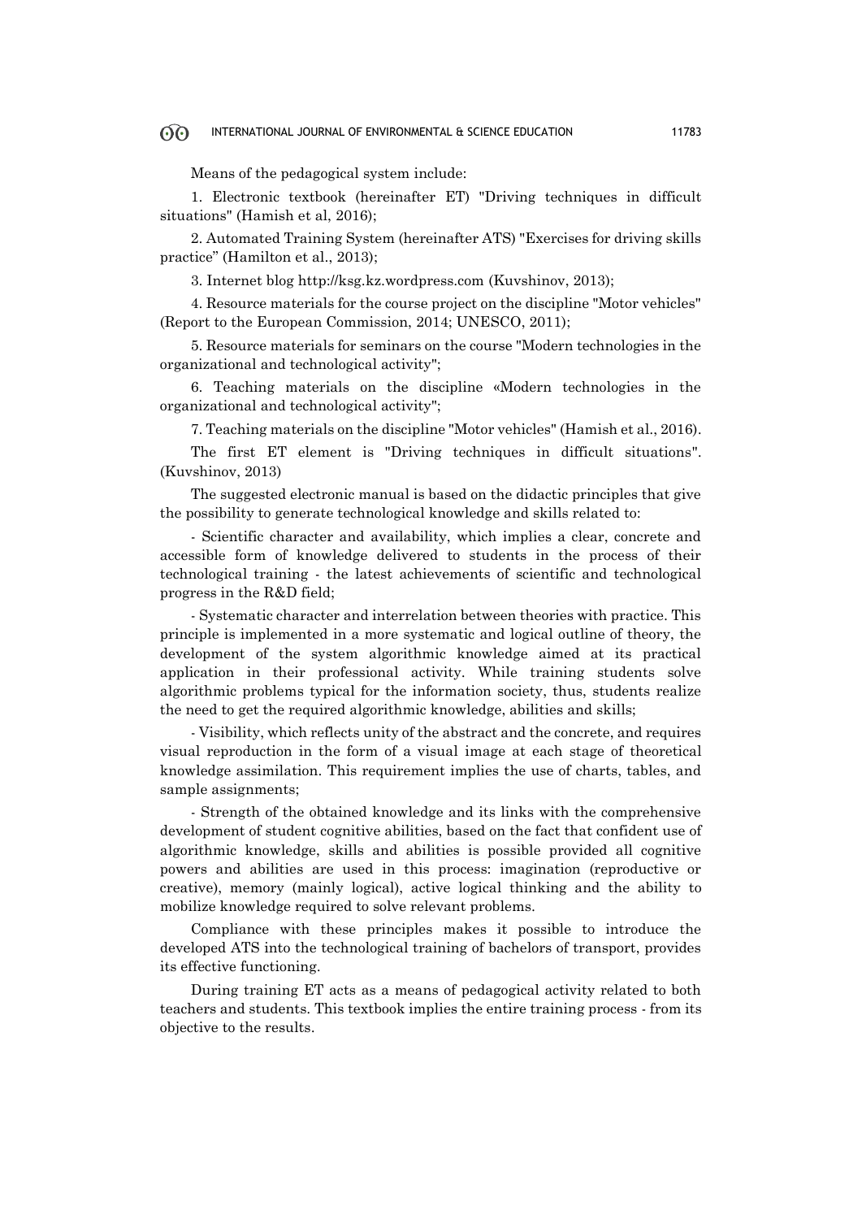Means of the pedagogical system include:

1. Electronic textbook (hereinafter ET) "Driving techniques in difficult situations" (Hamish et al, 2016);

2. Automated Training System (hereinafter ATS) "Exercises for driving skills practice" (Hamilton et al., 2013);

3. Internet blog http://ksg.kz.wordpress.com (Kuvshinov, 2013);

4. Resource materials for the course project on the discipline "Motor vehicles" (Report to the European Commission, 2014; UNESCO, 2011);

5. Resource materials for seminars on the course "Modern technologies in the organizational and technological activity";

6. Teaching materials on the discipline «Modern technologies in the organizational and technological activity";

7. Teaching materials on the discipline "Motor vehicles" (Hamish et al., 2016).

The first ET element is "Driving techniques in difficult situations". (Kuvshinov, 2013)

The suggested electronic manual is based on the didactic principles that give the possibility to generate technological knowledge and skills related to:

- Scientific character and availability, which implies a clear, concrete and accessible form of knowledge delivered to students in the process of their technological training - the latest achievements of scientific and technological progress in the R&D field;

- Systematic character and interrelation between theories with practice. This principle is implemented in a more systematic and logical outline of theory, the development of the system algorithmic knowledge aimed at its practical application in their professional activity. While training students solve algorithmic problems typical for the information society, thus, students realize the need to get the required algorithmic knowledge, abilities and skills;

- Visibility, which reflects unity of the abstract and the concrete, and requires visual reproduction in the form of a visual image at each stage of theoretical knowledge assimilation. This requirement implies the use of charts, tables, and sample assignments;

- Strength of the obtained knowledge and its links with the comprehensive development of student cognitive abilities, based on the fact that confident use of algorithmic knowledge, skills and abilities is possible provided all cognitive powers and abilities are used in this process: imagination (reproductive or creative), memory (mainly logical), active logical thinking and the ability to mobilize knowledge required to solve relevant problems.

Compliance with these principles makes it possible to introduce the developed ATS into the technological training of bachelors of transport, provides its effective functioning.

During training ET acts as a means of pedagogical activity related to both teachers and students. This textbook implies the entire training process - from its objective to the results.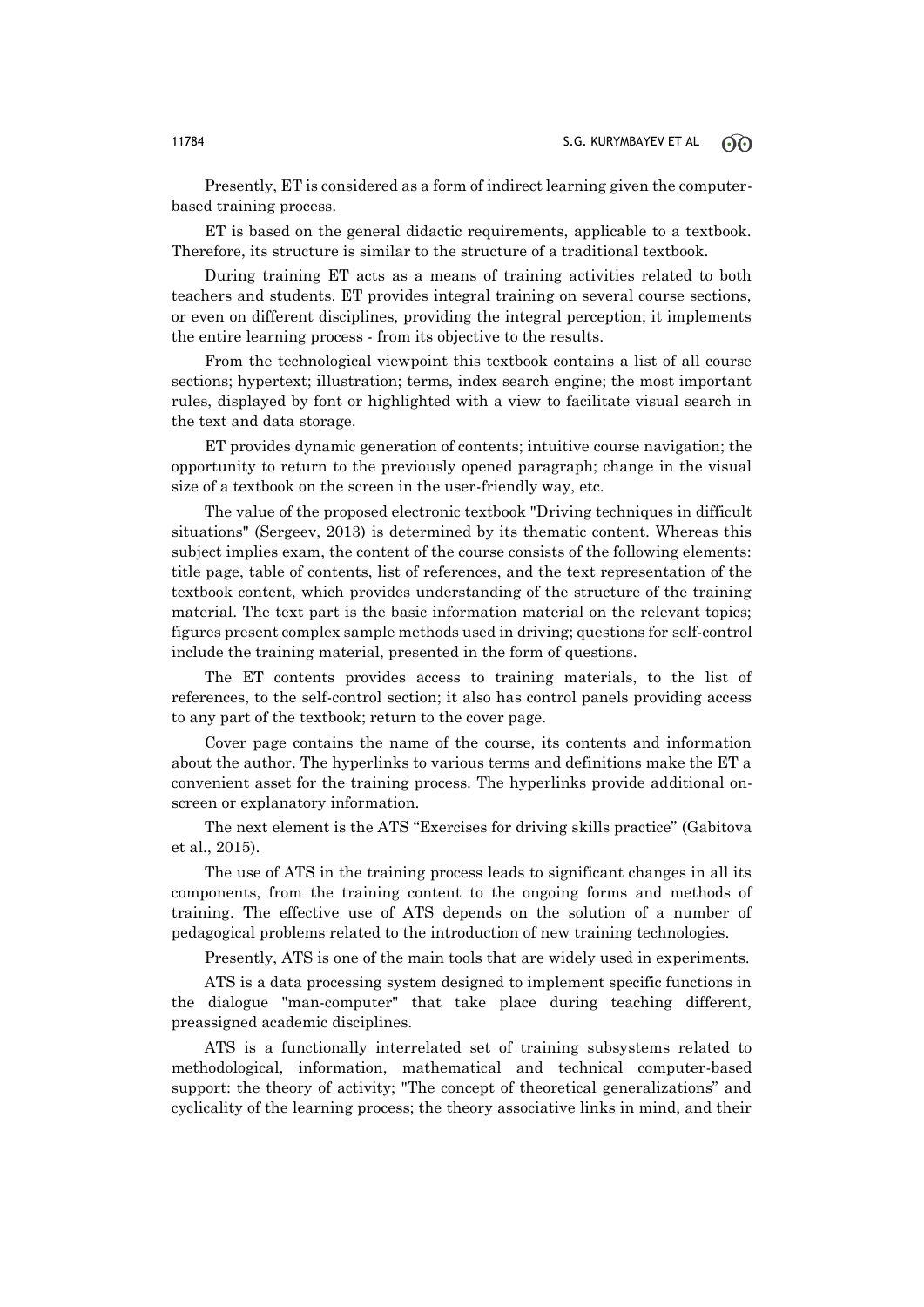Presently, ET is considered as a form of indirect learning given the computer-based training process.

ET is based on the general didactic requirements, applicable to a textbook. Therefore, its structure is similar to the structure of a traditional textbook.

During training ET acts as a means of training activities related to both teachers and students. ET provides integral training on several course sections, or even on different disciplines, providing the integral perception; it implements the entire learning process - from its objective to the results.

From the technological viewpoint this textbook contains a list of all course sections; hypertext; illustration; terms, index search engine; the most important rules, displayed by font or highlighted with a view to facilitate visual search in the text and data storage.

ET provides dynamic generation of contents; intuitive course navigation; the opportunity to return to the previously opened paragraph; change in the visual size of a textbook on the screen in the user-friendly way, etc.

The value of the proposed electronic textbook "Driving techniques in difficult situations" (Sergeev, 2013) is determined by its thematic content. Whereas this subject implies exam, the content of the course consists of the following elements: title page, table of contents, list of references, and the text representation of the textbook content, which provides understanding of the structure of the training material. The text part is the basic information material on the relevant topics; figures present complex sample methods used in driving; questions for self-control include the training material, presented in the form of questions.

The ET contents provides access to training materials, to the list of references, to the self-control section; it also has control panels providing access to any part of the textbook; return to the cover page.

Cover page contains the name of the course, its contents and information about the author. The hyperlinks to various terms and definitions make the ET a convenient asset for the training process. The hyperlinks provide additional on-screen or explanatory information.

The next element is the ATS "Exercises for driving skills practice" (Gabitova et al., 2015).

The use of ATS in the training process leads to significant changes in all its components, from the training content to the ongoing forms and methods of training. The effective use of ATS depends on the solution of a number of pedagogical problems related to the introduction of new training technologies.

Presently, ATS is one of the main tools that are widely used in experiments.

ATS is a data processing system designed to implement specific functions in the dialogue "man-computer" that take place during teaching different, preassigned academic disciplines.

ATS is a functionally interrelated set of training subsystems related to methodological, information, mathematical and technical computer-based support: the theory of activity; "The concept of theoretical generalizations" and cyclicality of the learning process; the theory associative links in mind, and their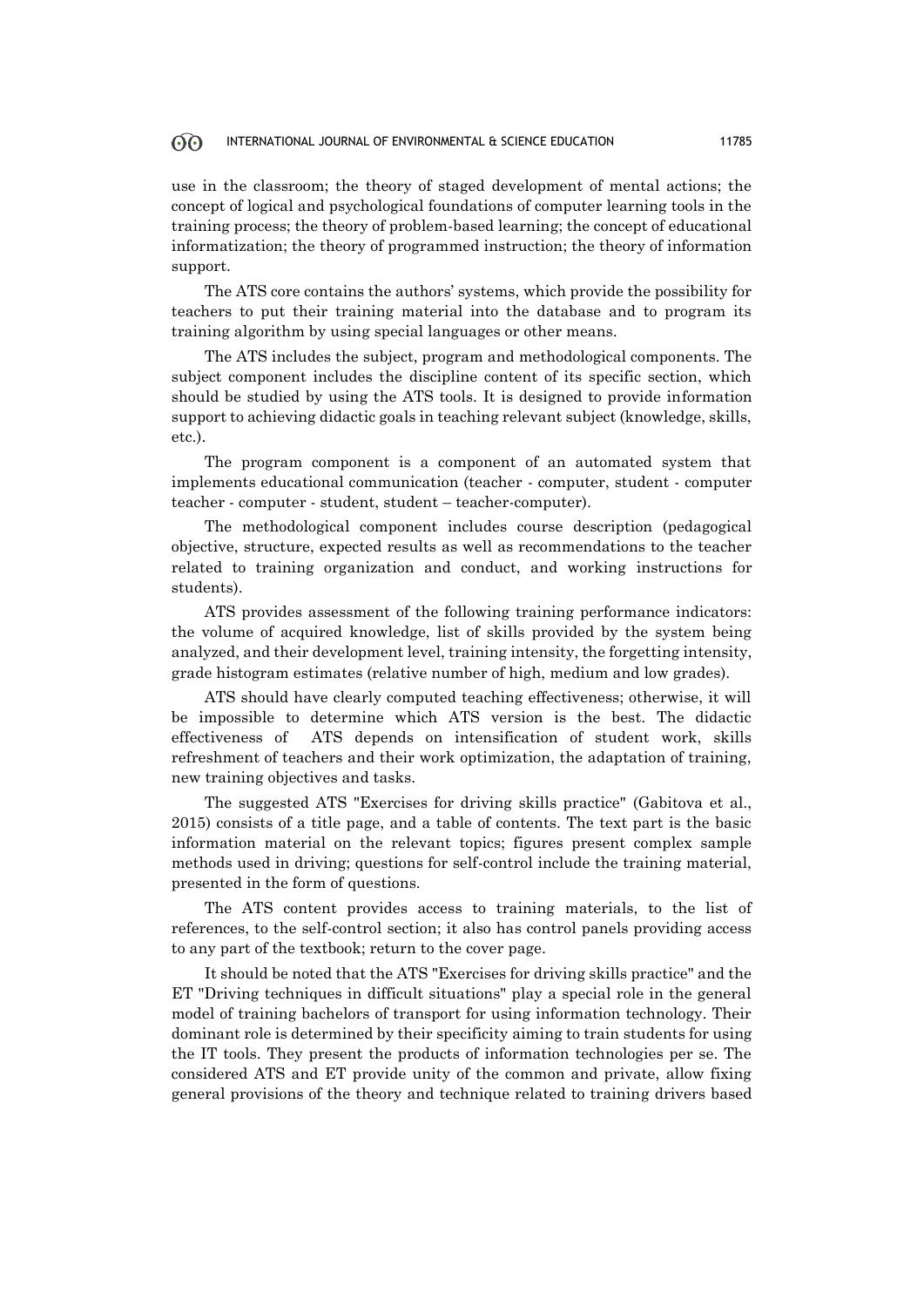use in the classroom; the theory of staged development of mental actions; the concept of logical and psychological foundations of computer learning tools in the training process; the theory of problem-based learning; the concept of educational informatization; the theory of programmed instruction; the theory of information support.

The ATS core contains the authors' systems, which provide the possibility for teachers to put their training material into the database and to program its training algorithm by using special languages or other means.

The ATS includes the subject, program and methodological components. The subject component includes the discipline content of its specific section, which should be studied by using the ATS tools. It is designed to provide information support to achieving didactic goals in teaching relevant subject (knowledge, skills, etc.).

The program component is a component of an automated system that implements educational communication (teacher - computer, student - computer teacher - computer - student, student – teacher-computer).

The methodological component includes course description (pedagogical objective, structure, expected results as well as recommendations to the teacher related to training organization and conduct, and working instructions for students).

ATS provides assessment of the following training performance indicators: the volume of acquired knowledge, list of skills provided by the system being analyzed, and their development level, training intensity, the forgetting intensity, grade histogram estimates (relative number of high, medium and low grades).

ATS should have clearly computed teaching effectiveness; otherwise, it will be impossible to determine which ATS version is the best. The didactic effectiveness of ATS depends on intensification of student work, skills refreshment of teachers and their work optimization, the adaptation of training, new training objectives and tasks.

The suggested ATS "Exercises for driving skills practice" (Gabitova et al., 2015) consists of a title page, and a table of contents. The text part is the basic information material on the relevant topics; figures present complex sample methods used in driving; questions for self-control include the training material, presented in the form of questions.

The ATS content provides access to training materials, to the list of references, to the self-control section; it also has control panels providing access to any part of the textbook; return to the cover page.

It should be noted that the ATS "Exercises for driving skills practice" and the ET "Driving techniques in difficult situations" play a special role in the general model of training bachelors of transport for using information technology. Their dominant role is determined by their specificity aiming to train students for using the IT tools. They present the products of information technologies per se. The considered ATS and ET provide unity of the common and private, allow fixing general provisions of the theory and technique related to training drivers based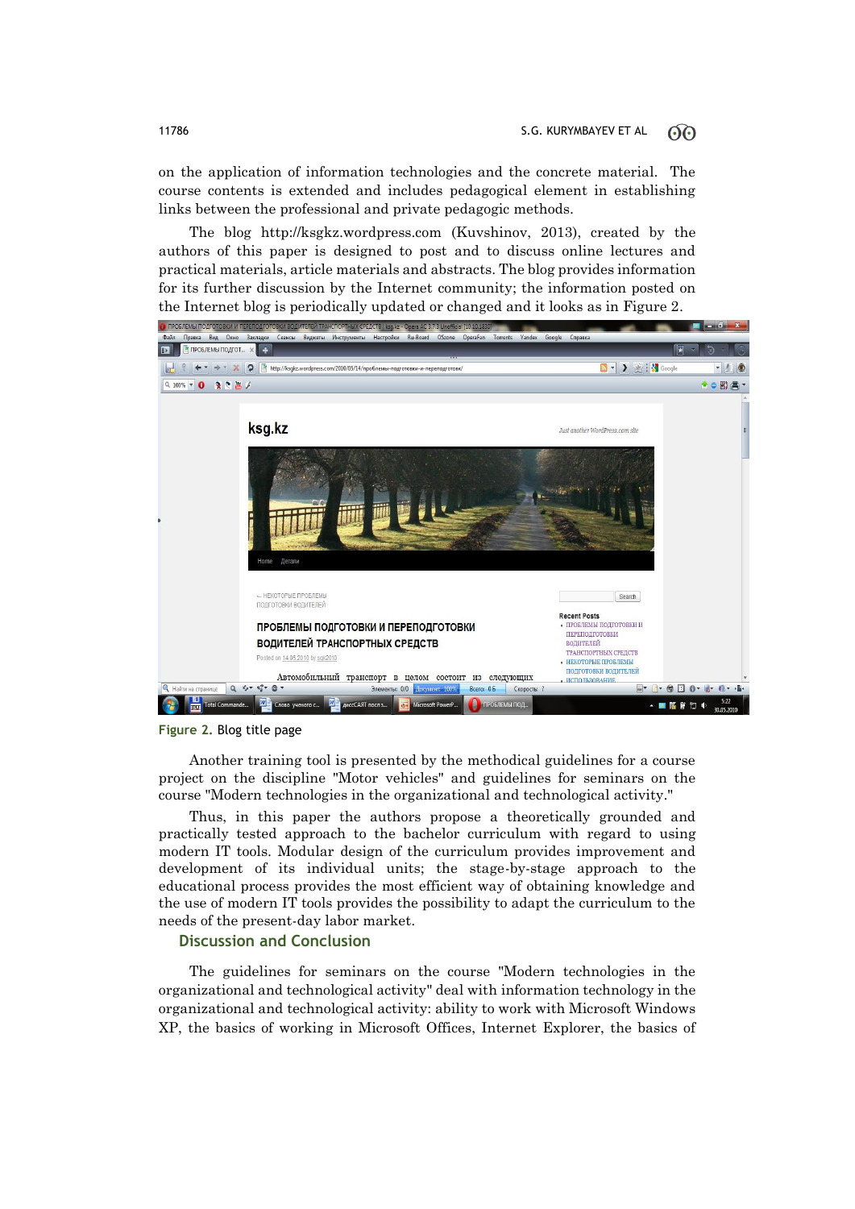on the application of information technologies and the concrete material. The course contents is extended and includes pedagogical element in establishing links between the professional and private pedagogic methods.

The blog http://ksgkz.wordpress.com (Kuvshinov, 2013), created by the authors of this paper is designed to post and to discuss online lectures and practical materials, article materials and abstracts. The blog provides information for its further discussion by the Internet community; the information posted on the Internet blog is periodically updated or changed and it looks as in Figure 2.

**Figure 2.** Blog title page

Another training tool is presented by the methodical guidelines for a course project on the discipline "Motor vehicles" and guidelines for seminars on the course "Modern technologies in the organizational and technological activity."

Thus, in this paper the authors propose a theoretically grounded and practically tested approach to the bachelor curriculum with regard to using modern IT tools. Modular design of the curriculum provides improvement and development of its individual units; the stage-by-stage approach to the educational process provides the most efficient way of obtaining knowledge and the use of modern IT tools provides the possibility to adapt the curriculum to the needs of the present-day labor market.

## Discussion and Conclusion

The guidelines for seminars on the course "Modern technologies in the organizational and technological activity" deal with information technology in the organizational and technological activity: ability to work with Microsoft Windows XP, the basics of working in Microsoft Offices, Internet Explorer, the basics of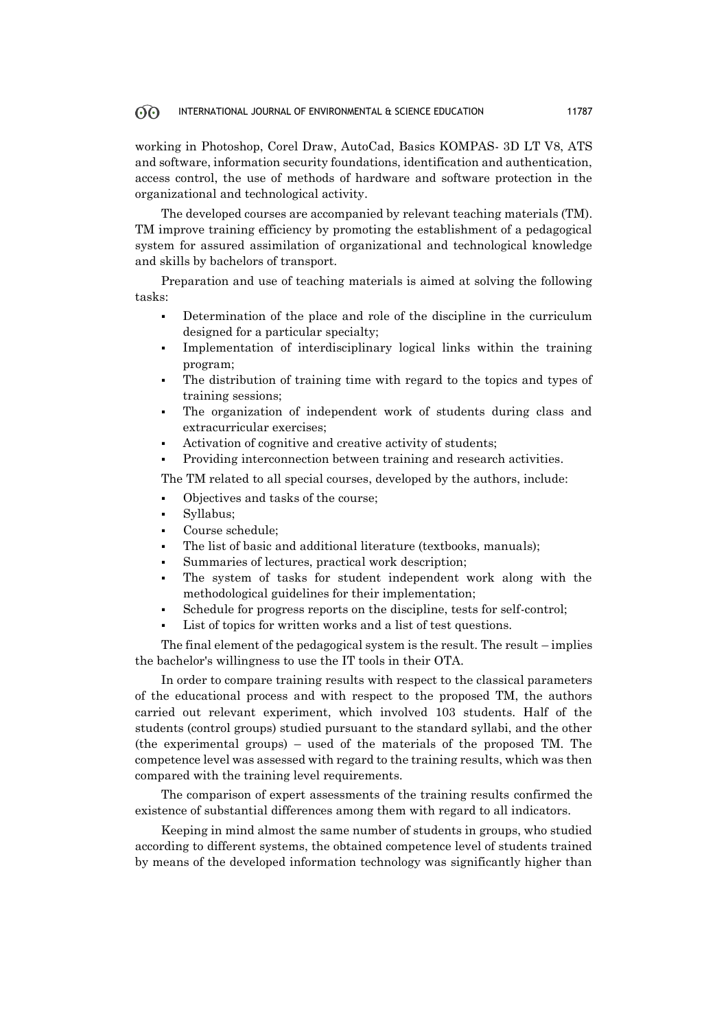working in Photoshop, Corel Draw, AutoCad, Basics KOMPAS- 3D LT V8, ATS and software, information security foundations, identification and authentication, access control, the use of methods of hardware and software protection in the organizational and technological activity.

The developed courses are accompanied by relevant teaching materials (TM). TM improve training efficiency by promoting the establishment of a pedagogical system for assured assimilation of organizational and technological knowledge and skills by bachelors of transport.

Preparation and use of teaching materials is aimed at solving the following tasks:

- Determination of the place and role of the discipline in the curriculum designed for a particular specialty;
- Implementation of interdisciplinary logical links within the training program;
- The distribution of training time with regard to the topics and types of training sessions;
- The organization of independent work of students during class and extracurricular exercises;
- Activation of cognitive and creative activity of students;
- Providing interconnection between training and research activities.

The TM related to all special courses, developed by the authors, include:

- Objectives and tasks of the course;
- Syllabus;
- Course schedule;
- The list of basic and additional literature (textbooks, manuals);
- Summaries of lectures, practical work description;
- The system of tasks for student independent work along with the methodological guidelines for their implementation;
- Schedule for progress reports on the discipline, tests for self-control;
- List of topics for written works and a list of test questions.

The final element of the pedagogical system is the result. The result – implies the bachelor's willingness to use the IT tools in their OTA.

In order to compare training results with respect to the classical parameters of the educational process and with respect to the proposed TM, the authors carried out relevant experiment, which involved 103 students. Half of the students (control groups) studied pursuant to the standard syllabi, and the other (the experimental groups) – used of the materials of the proposed TM. The competence level was assessed with regard to the training results, which was then compared with the training level requirements.

The comparison of expert assessments of the training results confirmed the existence of substantial differences among them with regard to all indicators.

Keeping in mind almost the same number of students in groups, who studied according to different systems, the obtained competence level of students trained by means of the developed information technology was significantly higher than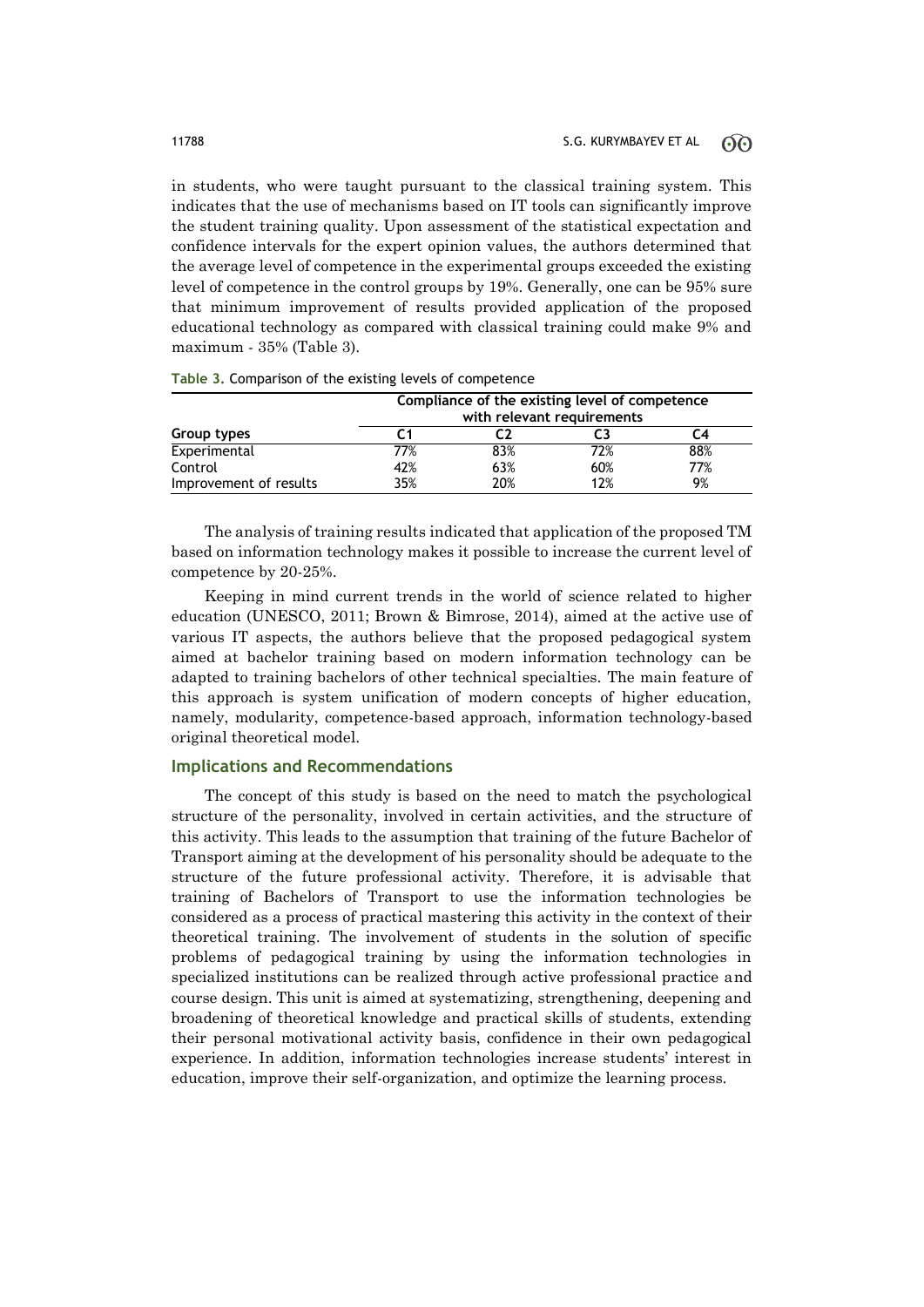in students, who were taught pursuant to the classical training system. This indicates that the use of mechanisms based on IT tools can significantly improve the student training quality. Upon assessment of the statistical expectation and confidence intervals for the expert opinion values, the authors determined that the average level of competence in the experimental groups exceeded the existing level of competence in the control groups by 19%. Generally, one can be 95% sure that minimum improvement of results provided application of the proposed educational technology as compared with classical training could make 9% and maximum - 35% (Table 3).

**Table 3.** Comparison of the existing levels of competence

| Group types | Compliance of the existing level of competence with relevant requirements | | | |
|---|---|---|---|---|
| | C1 | C2 | C3 | C4 |
| Experimental | 77% | 83% | 72% | 88% |
| Control | 42% | 63% | 60% | 77% |
| Improvement of results | 35% | 20% | 12% | 9% |

The analysis of training results indicated that application of the proposed TM based on information technology makes it possible to increase the current level of competence by 20-25%.

Keeping in mind current trends in the world of science related to higher education (UNESCO, 2011; Brown & Bimrose, 2014), aimed at the active use of various IT aspects, the authors believe that the proposed pedagogical system aimed at bachelor training based on modern information technology can be adapted to training bachelors of other technical specialties. The main feature of this approach is system unification of modern concepts of higher education, namely, modularity, competence-based approach, information technology-based original theoretical model.

## Implications and Recommendations

The concept of this study is based on the need to match the psychological structure of the personality, involved in certain activities, and the structure of this activity. This leads to the assumption that training of the future Bachelor of Transport aiming at the development of his personality should be adequate to the structure of the future professional activity. Therefore, it is advisable that training of Bachelors of Transport to use the information technologies be considered as a process of practical mastering this activity in the context of their theoretical training. The involvement of students in the solution of specific problems of pedagogical training by using the information technologies in specialized institutions can be realized through active professional practice and course design. This unit is aimed at systematizing, strengthening, deepening and broadening of theoretical knowledge and practical skills of students, extending their personal motivational activity basis, confidence in their own pedagogical experience. In addition, information technologies increase students' interest in education, improve their self-organization, and optimize the learning process.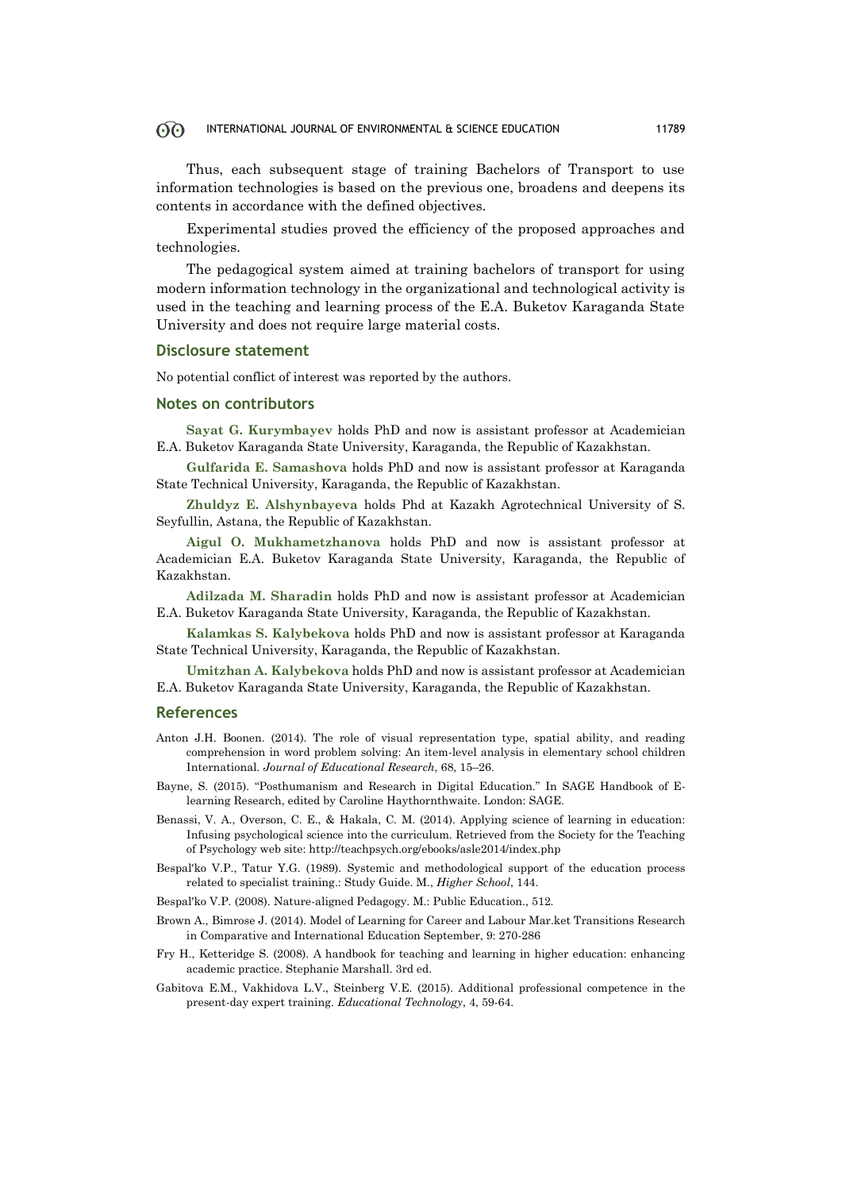Thus, each subsequent stage of training Bachelors of Transport to use information technologies is based on the previous one, broadens and deepens its contents in accordance with the defined objectives.

Experimental studies proved the efficiency of the proposed approaches and technologies.

The pedagogical system aimed at training bachelors of transport for using modern information technology in the organizational and technological activity is used in the teaching and learning process of the E.A. Buketov Karaganda State University and does not require large material costs.

## Disclosure statement

No potential conflict of interest was reported by the authors.

## Notes on contributors

**Sayat G. Kurymbayev** holds PhD and now is assistant professor at Academician E.A. Buketov Karaganda State University, Karaganda, the Republic of Kazakhstan.

**Gulfarida E. Samashova** holds PhD and now is assistant professor at Karaganda State Technical University, Karaganda, the Republic of Kazakhstan.

**Zhuldyz E. Alshynbayeva** holds Phd at Kazakh Agrotechnical University of S. Seyfullin, Astana, the Republic of Kazakhstan.

**Aigul O. Mukhametzhanova** holds PhD and now is assistant professor at Academician E.A. Buketov Karaganda State University, Karaganda, the Republic of Kazakhstan.

**Adilzada M. Sharadin** holds PhD and now is assistant professor at Academician E.A. Buketov Karaganda State University, Karaganda, the Republic of Kazakhstan.

**Kalamkas S. Kalybekova** holds PhD and now is assistant professor at Karaganda State Technical University, Karaganda, the Republic of Kazakhstan.

**Umitzhan A. Kalybekova** holds PhD and now is assistant professor at Academician E.A. Buketov Karaganda State University, Karaganda, the Republic of Kazakhstan.

## References

Anton J.H. Boonen. (2014). The role of visual representation type, spatial ability, and reading comprehension in word problem solving: An item-level analysis in elementary school children International. *Journal of Educational Research*, 68, 15–26.

Bayne, S. (2015). "Posthumanism and Research in Digital Education." In SAGE Handbook of E-learning Research, edited by Caroline Haythornthwaite. London: SAGE.

Benassi, V. A., Overson, C. E., & Hakala, C. M. (2014). Applying science of learning in education: Infusing psychological science into the curriculum. Retrieved from the Society for the Teaching of Psychology web site: http://teachpsych.org/ebooks/asle2014/index.php

Bespal'ko V.P., Tatur Y.G. (1989). Systemic and methodological support of the education process related to specialist training.: Study Guide. M., *Higher School*, 144.

Bespal'ko V.P. (2008). Nature-aligned Pedagogy. M.: Public Education., 512.

Brown A., Bimrose J. (2014). Model of Learning for Career and Labour Mar.ket Transitions Research in Comparative and International Education September, 9: 270-286

Fry H., Ketteridge S. (2008). A handbook for teaching and learning in higher education: enhancing academic practice. Stephanie Marshall. 3rd ed.

Gabitova E.M., Vakhidova L.V., Steinberg V.E. (2015). Additional professional competence in the present-day expert training. *Educational Technology*, 4, 59-64.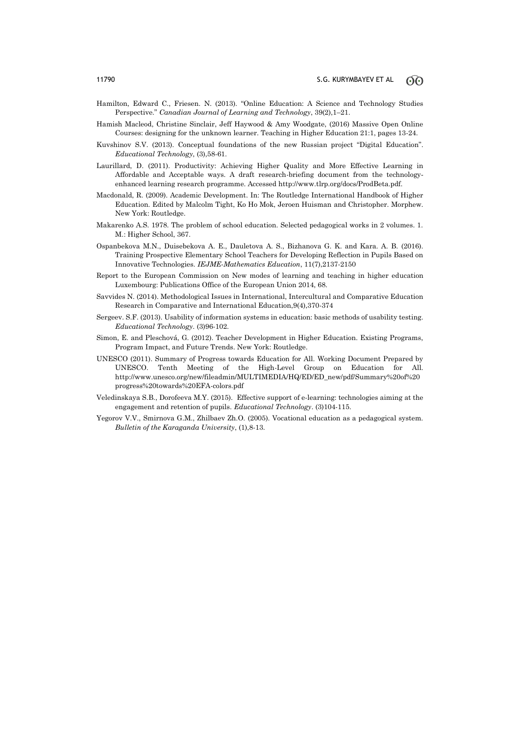Hamilton, Edward C., Friesen. N. (2013). "Online Education: A Science and Technology Studies Perspective." *Canadian Journal of Learning and Technology*, 39(2),1–21.

Hamish Macleod, Christine Sinclair, Jeff Haywood & Amy Woodgate, (2016) Massive Open Online Courses: designing for the unknown learner. Teaching in Higher Education 21:1, pages 13-24.

Kuvshinov S.V. (2013). Conceptual foundations of the new Russian project "Digital Education". *Educational Technology*, (3),58-61.

Laurillard, D. (2011). Productivity: Achieving Higher Quality and More Effective Learning in Affordable and Acceptable ways. A draft research-briefing document from the technology-enhanced learning research programme. Accessed http://www.tlrp.org/docs/ProdBeta.pdf.

Macdonald, R. (2009). Academic Development. In: The Routledge International Handbook of Higher Education. Edited by Malcolm Tight, Ko Ho Mok, Jeroen Huisman and Christopher. Morphew. New York: Routledge.

Makarenko A.S. 1978. The problem of school education. Selected pedagogical works in 2 volumes. 1. M.: Higher School, 367.

Ospanbekova M.N., Duisebekova A. E., Dauletova A. S., Bizhanova G. K. and Kara. A. B. (2016). Training Prospective Elementary School Teachers for Developing Reflection in Pupils Based on Innovative Technologies. *IEJME-Mathematics Education*, 11(7),2137-2150

Report to the European Commission on New modes of learning and teaching in higher education Luxembourg: Publications Office of the European Union 2014, 68.

Savvides N. (2014). Methodological Issues in International, Intercultural and Comparative Education Research in Comparative and International Education,9(4),370-374

Sergeev. S.F. (2013). Usability of information systems in education: basic methods of usability testing. *Educational Technology*. (3)96-102.

Simon, E. and Pleschová, G. (2012). Teacher Development in Higher Education. Existing Programs, Program Impact, and Future Trends. New York: Routledge.

UNESCO (2011). Summary of Progress towards Education for All. Working Document Prepared by UNESCO. Tenth Meeting of the High-Level Group on Education for All. http://www.unesco.org/new/fileadmin/MULTIMEDIA/HQ/ED/ED_new/pdf/Summary%20of%20progress%20towards%20EFA-colors.pdf

Veledinskaya S.B., Dorofeeva M.Y. (2015). Effective support of e-learning: technologies aiming at the engagement and retention of pupils. *Educational Technology*. (3)104-115.

Yegorov V.V., Smirnova G.M., Zhilbaev Zh.O. (2005). Vocational education as a pedagogical system. *Bulletin of the Karaganda University*, (1),8-13.